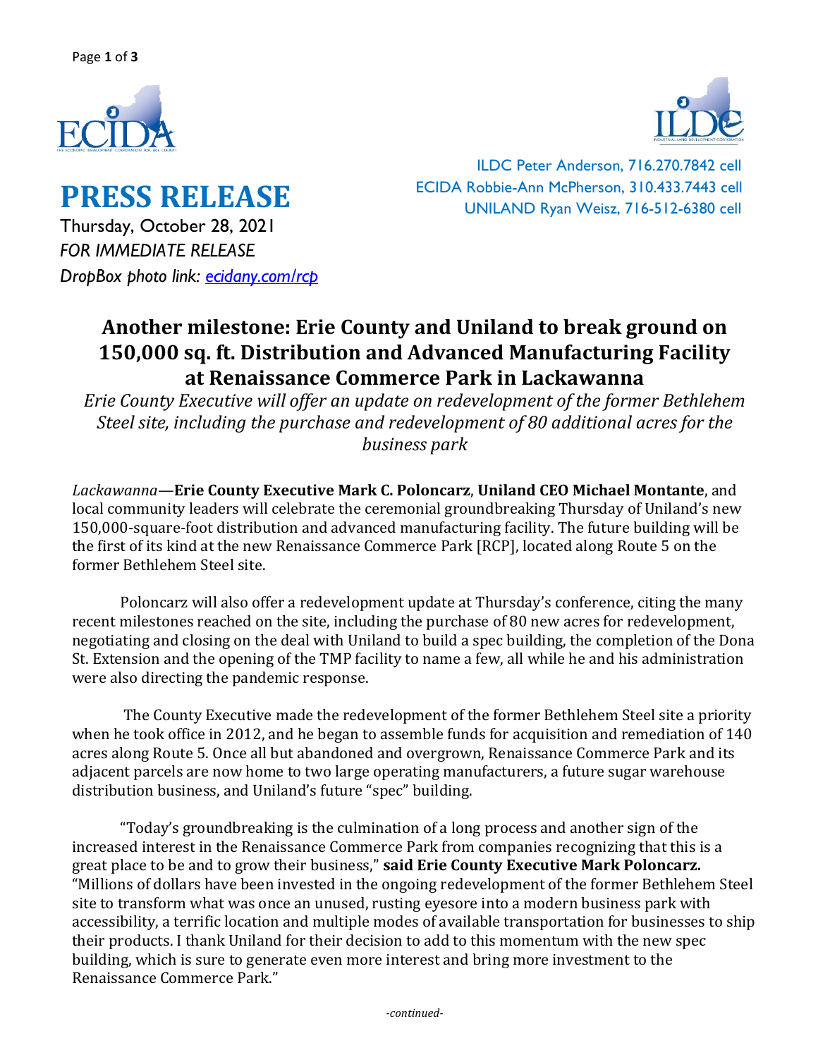# PRESS RELEASE

ILDC Peter Anderson, 716.270.7842 cell
ECIDA Robbie-Ann McPherson, 310.433.7443 cell
UNILAND Ryan Weisz, 716-512-6380 cell

Thursday, October 28, 2021
*FOR IMMEDIATE RELEASE*
*DropBox photo link: [ecidany.com/rcp](ecidany.com/rcp)*

## Another milestone: Erie County and Uniland to break ground on 150,000 sq. ft. Distribution and Advanced Manufacturing Facility at Renaissance Commerce Park in Lackawanna

*Erie County Executive will offer an update on redevelopment of the former Bethlehem Steel site, including the purchase and redevelopment of 80 additional acres for the business park*

*Lackawanna*—**Erie County Executive Mark C. Poloncarz**, **Uniland CEO Michael Montante**, and local community leaders will celebrate the ceremonial groundbreaking Thursday of Uniland's new 150,000-square-foot distribution and advanced manufacturing facility. The future building will be the first of its kind at the new Renaissance Commerce Park [RCP], located along Route 5 on the former Bethlehem Steel site.

Poloncarz will also offer a redevelopment update at Thursday's conference, citing the many recent milestones reached on the site, including the purchase of 80 new acres for redevelopment, negotiating and closing on the deal with Uniland to build a spec building, the completion of the Dona St. Extension and the opening of the TMP facility to name a few, all while he and his administration were also directing the pandemic response.

The County Executive made the redevelopment of the former Bethlehem Steel site a priority when he took office in 2012, and he began to assemble funds for acquisition and remediation of 140 acres along Route 5. Once all but abandoned and overgrown, Renaissance Commerce Park and its adjacent parcels are now home to two large operating manufacturers, a future sugar warehouse distribution business, and Uniland's future "spec" building.

"Today's groundbreaking is the culmination of a long process and another sign of the increased interest in the Renaissance Commerce Park from companies recognizing that this is a great place to be and to grow their business," **said Erie County Executive Mark Poloncarz.** "Millions of dollars have been invested in the ongoing redevelopment of the former Bethlehem Steel site to transform what was once an unused, rusting eyesore into a modern business park with accessibility, a terrific location and multiple modes of available transportation for businesses to ship their products. I thank Uniland for their decision to add to this momentum with the new spec building, which is sure to generate even more interest and bring more investment to the Renaissance Commerce Park."

*-continued-*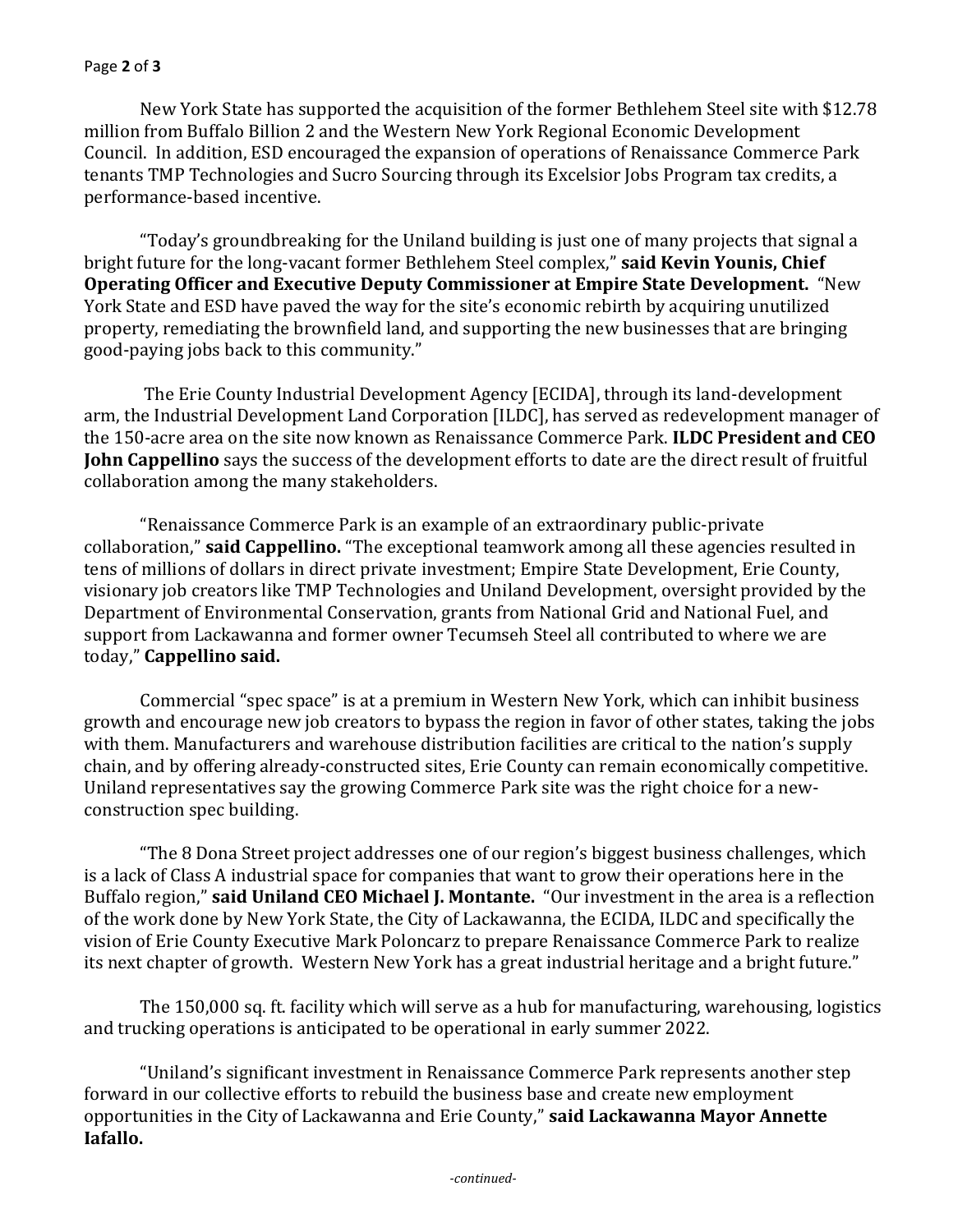New York State has supported the acquisition of the former Bethlehem Steel site with $12.78 million from Buffalo Billion 2 and the Western New York Regional Economic Development Council. In addition, ESD encouraged the expansion of operations of Renaissance Commerce Park tenants TMP Technologies and Sucro Sourcing through its Excelsior Jobs Program tax credits, a performance-based incentive.

"Today's groundbreaking for the Uniland building is just one of many projects that signal a bright future for the long-vacant former Bethlehem Steel complex," **said Kevin Younis, Chief Operating Officer and Executive Deputy Commissioner at Empire State Development.** "New York State and ESD have paved the way for the site's economic rebirth by acquiring unutilized property, remediating the brownfield land, and supporting the new businesses that are bringing good-paying jobs back to this community."

The Erie County Industrial Development Agency [ECIDA], through its land-development arm, the Industrial Development Land Corporation [ILDC], has served as redevelopment manager of the 150-acre area on the site now known as Renaissance Commerce Park. **ILDC President and CEO John Cappellino** says the success of the development efforts to date are the direct result of fruitful collaboration among the many stakeholders.

"Renaissance Commerce Park is an example of an extraordinary public-private collaboration," **said Cappellino.** "The exceptional teamwork among all these agencies resulted in tens of millions of dollars in direct private investment; Empire State Development, Erie County, visionary job creators like TMP Technologies and Uniland Development, oversight provided by the Department of Environmental Conservation, grants from National Grid and National Fuel, and support from Lackawanna and former owner Tecumseh Steel all contributed to where we are today," **Cappellino said.**

Commercial "spec space" is at a premium in Western New York, which can inhibit business growth and encourage new job creators to bypass the region in favor of other states, taking the jobs with them. Manufacturers and warehouse distribution facilities are critical to the nation's supply chain, and by offering already-constructed sites, Erie County can remain economically competitive. Uniland representatives say the growing Commerce Park site was the right choice for a new-construction spec building.

"The 8 Dona Street project addresses one of our region's biggest business challenges, which is a lack of Class A industrial space for companies that want to grow their operations here in the Buffalo region," **said Uniland CEO Michael J. Montante.** "Our investment in the area is a reflection of the work done by New York State, the City of Lackawanna, the ECIDA, ILDC and specifically the vision of Erie County Executive Mark Poloncarz to prepare Renaissance Commerce Park to realize its next chapter of growth. Western New York has a great industrial heritage and a bright future."

The 150,000 sq. ft. facility which will serve as a hub for manufacturing, warehousing, logistics and trucking operations is anticipated to be operational in early summer 2022.

"Uniland's significant investment in Renaissance Commerce Park represents another step forward in our collective efforts to rebuild the business base and create new employment opportunities in the City of Lackawanna and Erie County," **said Lackawanna Mayor Annette Iafallo.**

*-continued-*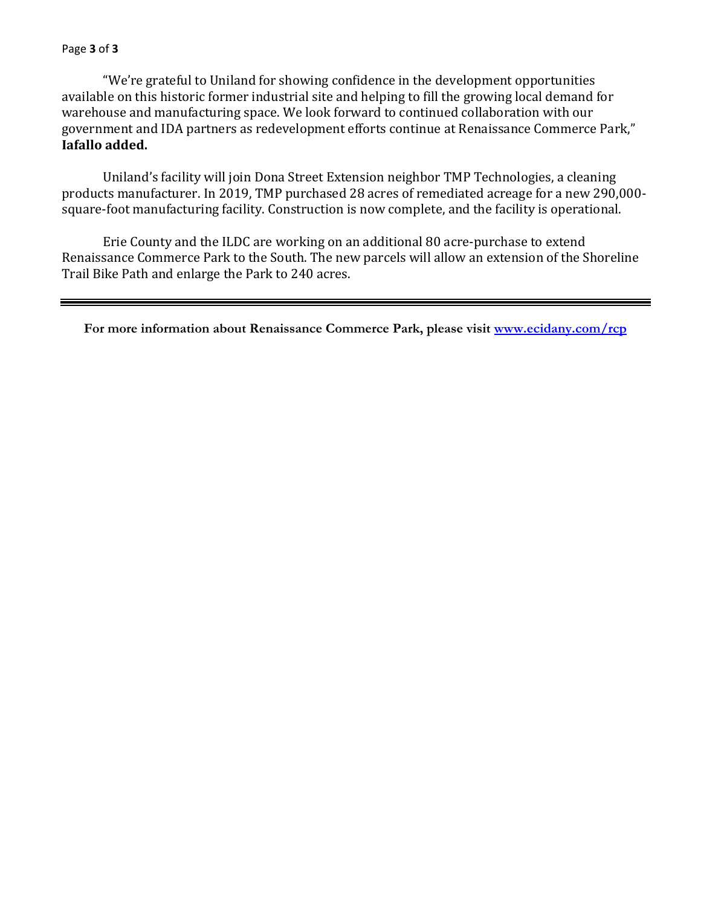"We're grateful to Uniland for showing confidence in the development opportunities available on this historic former industrial site and helping to fill the growing local demand for warehouse and manufacturing space. We look forward to continued collaboration with our government and IDA partners as redevelopment efforts continue at Renaissance Commerce Park," **Iafallo added.**

Uniland's facility will join Dona Street Extension neighbor TMP Technologies, a cleaning products manufacturer. In 2019, TMP purchased 28 acres of remediated acreage for a new 290,000-square-foot manufacturing facility. Construction is now complete, and the facility is operational.

Erie County and the ILDC are working on an additional 80 acre-purchase to extend Renaissance Commerce Park to the South. The new parcels will allow an extension of the Shoreline Trail Bike Path and enlarge the Park to 240 acres.

---

**For more information about Renaissance Commerce Park, please visit [www.ecidany.com/rcp](www.ecidany.com/rcp)**